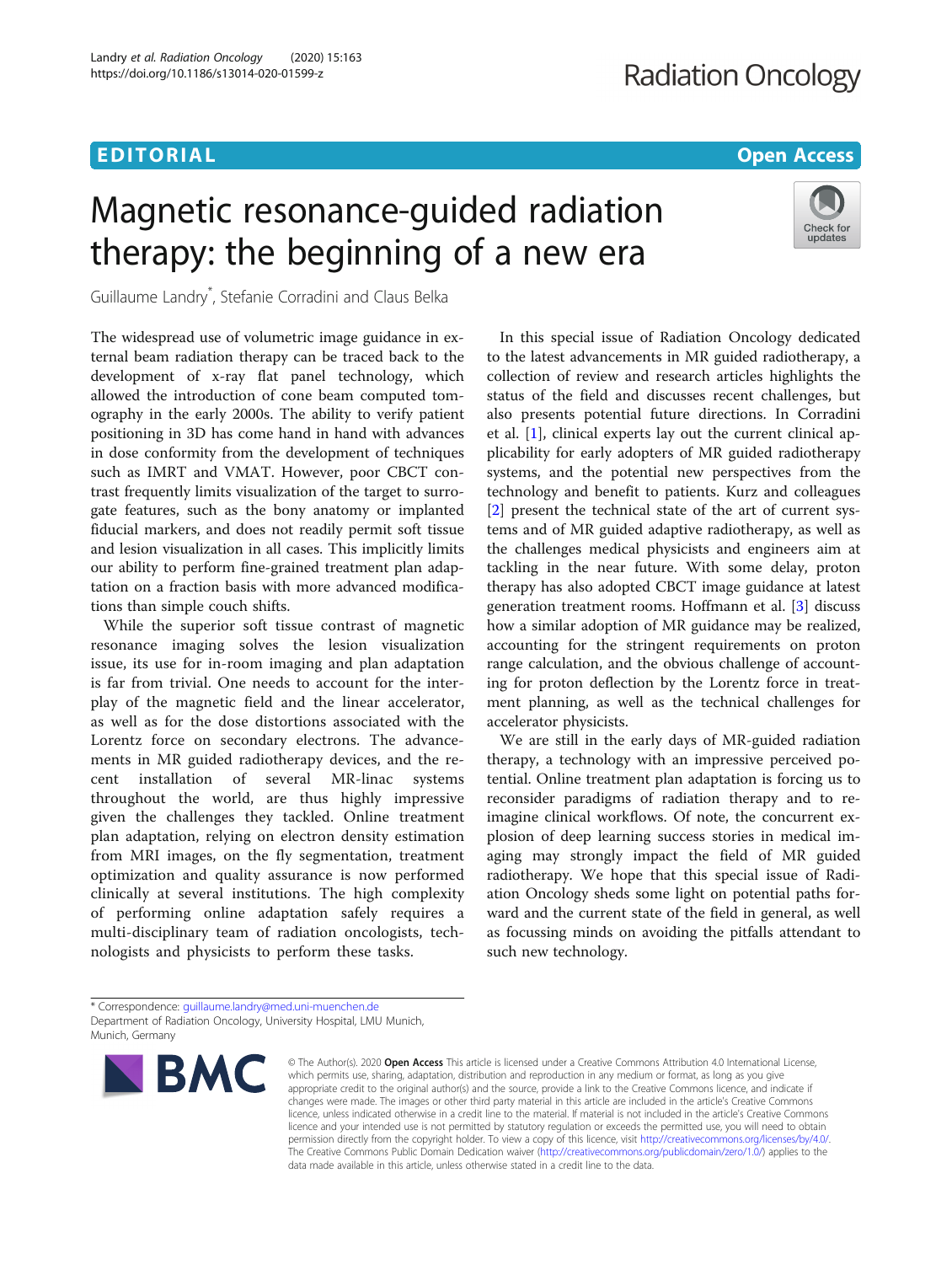EDITORIAL

Open Access

# Magnetic resonance-guided radiation therapy: the beginning of a new era

Guillaume Landry[*], Stefanie Corradini and Claus Belka

The widespread use of volumetric image guidance in external beam radiation therapy can be traced back to the development of x-ray flat panel technology, which allowed the introduction of cone beam computed tomography in the early 2000s. The ability to verify patient positioning in 3D has come hand in hand with advances in dose conformity from the development of techniques such as IMRT and VMAT. However, poor CBCT contrast frequently limits visualization of the target to surrogate features, such as the bony anatomy or implanted fiducial markers, and does not readily permit soft tissue and lesion visualization in all cases. This implicitly limits our ability to perform fine-grained treatment plan adaptation on a fraction basis with more advanced modifications than simple couch shifts.

While the superior soft tissue contrast of magnetic resonance imaging solves the lesion visualization issue, its use for in-room imaging and plan adaptation is far from trivial. One needs to account for the interplay of the magnetic field and the linear accelerator, as well as for the dose distortions associated with the Lorentz force on secondary electrons. The advancements in MR guided radiotherapy devices, and the recent installation of several MR-linac systems throughout the world, are thus highly impressive given the challenges they tackled. Online treatment plan adaptation, relying on electron density estimation from MRI images, on the fly segmentation, treatment optimization and quality assurance is now performed clinically at several institutions. The high complexity of performing online adaptation safely requires a multi-disciplinary team of radiation oncologists, technologists and physicists to perform these tasks.

In this special issue of Radiation Oncology dedicated to the latest advancements in MR guided radiotherapy, a collection of review and research articles highlights the status of the field and discusses recent challenges, but also presents potential future directions. In Corradini et al. [1], clinical experts lay out the current clinical applicability for early adopters of MR guided radiotherapy systems, and the potential new perspectives from the technology and benefit to patients. Kurz and colleagues [2] present the technical state of the art of current systems and of MR guided adaptive radiotherapy, as well as the challenges medical physicists and engineers aim at tackling in the near future. With some delay, proton therapy has also adopted CBCT image guidance at latest generation treatment rooms. Hoffmann et al. [3] discuss how a similar adoption of MR guidance may be realized, accounting for the stringent requirements on proton range calculation, and the obvious challenge of accounting for proton deflection by the Lorentz force in treatment planning, as well as the technical challenges for accelerator physicists.

We are still in the early days of MR-guided radiation therapy, a technology with an impressive perceived potential. Online treatment plan adaptation is forcing us to reconsider paradigms of radiation therapy and to reimagine clinical workflows. Of note, the concurrent explosion of deep learning success stories in medical imaging may strongly impact the field of MR guided radiotherapy. We hope that this special issue of Radiation Oncology sheds some light on potential paths forward and the current state of the field in general, as well as focussing minds on avoiding the pitfalls attendant to such new technology.

\* Correspondence: guillaume.landry@med.uni-muenchen.de
Department of Radiation Oncology, University Hospital, LMU Munich, Munich, Germany

© The Author(s). 2020 **Open Access** This article is licensed under a Creative Commons Attribution 4.0 International License, which permits use, sharing, adaptation, distribution and reproduction in any medium or format, as long as you give appropriate credit to the original author(s) and the source, provide a link to the Creative Commons licence, and indicate if changes were made. The images or other third party material in this article are included in the article's Creative Commons licence, unless indicated otherwise in a credit line to the material. If material is not included in the article's Creative Commons licence and your intended use is not permitted by statutory regulation or exceeds the permitted use, you will need to obtain permission directly from the copyright holder. To view a copy of this licence, visit http://creativecommons.org/licenses/by/4.0/. The Creative Commons Public Domain Dedication waiver (http://creativecommons.org/publicdomain/zero/1.0/) applies to the data made available in this article, unless otherwise stated in a credit line to the data.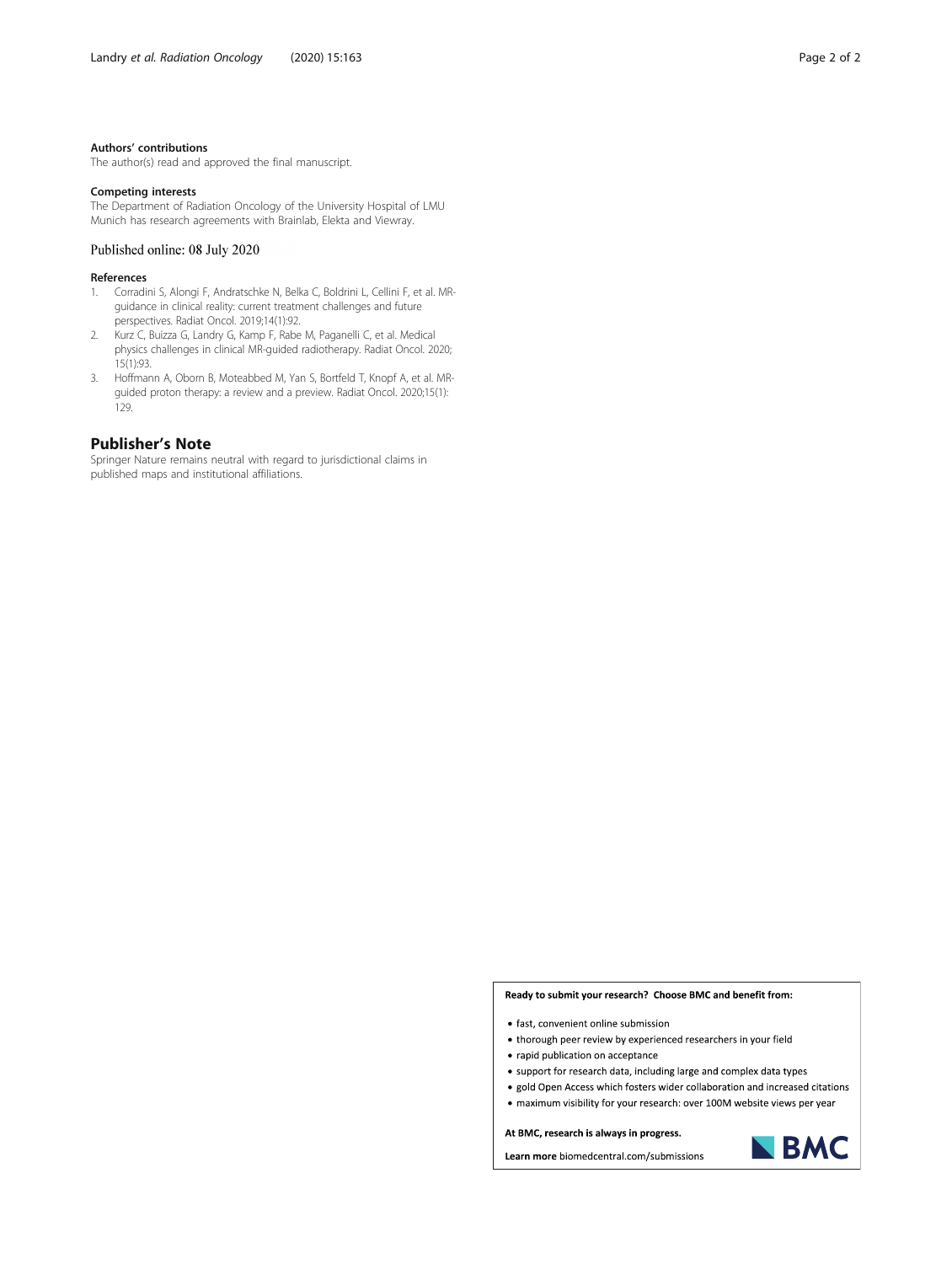### Authors' contributions

The author(s) read and approved the final manuscript.

### Competing interests

The Department of Radiation Oncology of the University Hospital of LMU Munich has research agreements with Brainlab, Elekta and Viewray.

Published online: 08 July 2020

### References

1. Corradini S, Alongi F, Andratschke N, Belka C, Boldrini L, Cellini F, et al. MR-guidance in clinical reality: current treatment challenges and future perspectives. Radiat Oncol. 2019;14(1):92.
2. Kurz C, Buizza G, Landry G, Kamp F, Rabe M, Paganelli C, et al. Medical physics challenges in clinical MR-guided radiotherapy. Radiat Oncol. 2020; 15(1):93.
3. Hoffmann A, Oborn B, Moteabbed M, Yan S, Bortfeld T, Knopf A, et al. MR-guided proton therapy: a review and a preview. Radiat Oncol. 2020;15(1): 129.

## Publisher's Note

Springer Nature remains neutral with regard to jurisdictional claims in published maps and institutional affiliations.

**Ready to submit your research? Choose BMC and benefit from:**

- fast, convenient online submission
- thorough peer review by experienced researchers in your field
- rapid publication on acceptance
- support for research data, including large and complex data types
- gold Open Access which fosters wider collaboration and increased citations
- maximum visibility for your research: over 100M website views per year

**At BMC, research is always in progress.**

**Learn more** biomedcentral.com/submissions

BMC